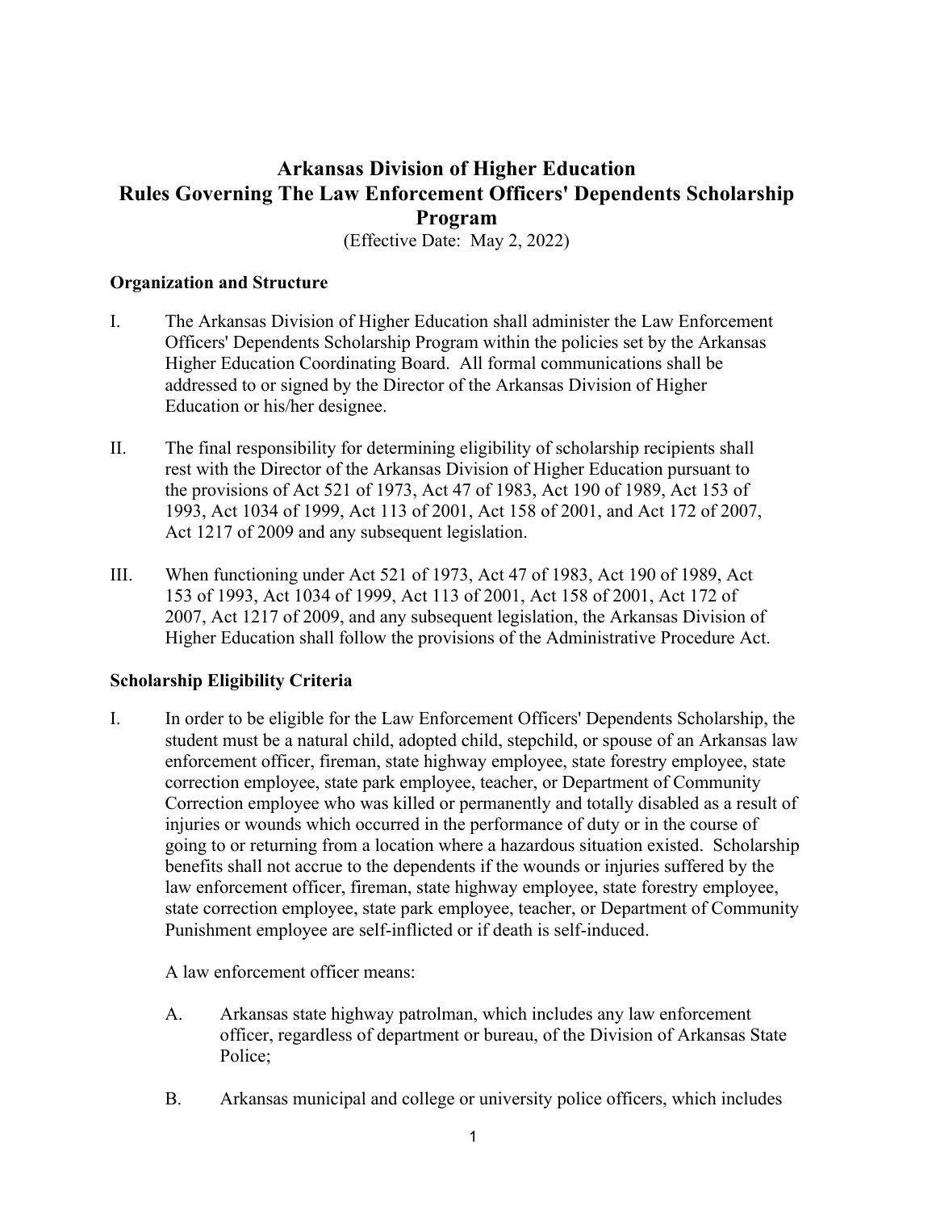# Arkansas Division of Higher Education
# Rules Governing The Law Enforcement Officers' Dependents Scholarship Program

(Effective Date: May 2, 2022)

## Organization and Structure

I. The Arkansas Division of Higher Education shall administer the Law Enforcement Officers' Dependents Scholarship Program within the policies set by the Arkansas Higher Education Coordinating Board. All formal communications shall be addressed to or signed by the Director of the Arkansas Division of Higher Education or his/her designee.

II. The final responsibility for determining eligibility of scholarship recipients shall rest with the Director of the Arkansas Division of Higher Education pursuant to the provisions of Act 521 of 1973, Act 47 of 1983, Act 190 of 1989, Act 153 of 1993, Act 1034 of 1999, Act 113 of 2001, Act 158 of 2001, and Act 172 of 2007, Act 1217 of 2009 and any subsequent legislation.

III. When functioning under Act 521 of 1973, Act 47 of 1983, Act 190 of 1989, Act 153 of 1993, Act 1034 of 1999, Act 113 of 2001, Act 158 of 2001, Act 172 of 2007, Act 1217 of 2009, and any subsequent legislation, the Arkansas Division of Higher Education shall follow the provisions of the Administrative Procedure Act.

## Scholarship Eligibility Criteria

I. In order to be eligible for the Law Enforcement Officers' Dependents Scholarship, the student must be a natural child, adopted child, stepchild, or spouse of an Arkansas law enforcement officer, fireman, state highway employee, state forestry employee, state correction employee, state park employee, teacher, or Department of Community Correction employee who was killed or permanently and totally disabled as a result of injuries or wounds which occurred in the performance of duty or in the course of going to or returning from a location where a hazardous situation existed. Scholarship benefits shall not accrue to the dependents if the wounds or injuries suffered by the law enforcement officer, fireman, state highway employee, state forestry employee, state correction employee, state park employee, teacher, or Department of Community Punishment employee are self-inflicted or if death is self-induced.

   A law enforcement officer means:

   A. Arkansas state highway patrolman, which includes any law enforcement officer, regardless of department or bureau, of the Division of Arkansas State Police;

   B. Arkansas municipal and college or university police officers, which includes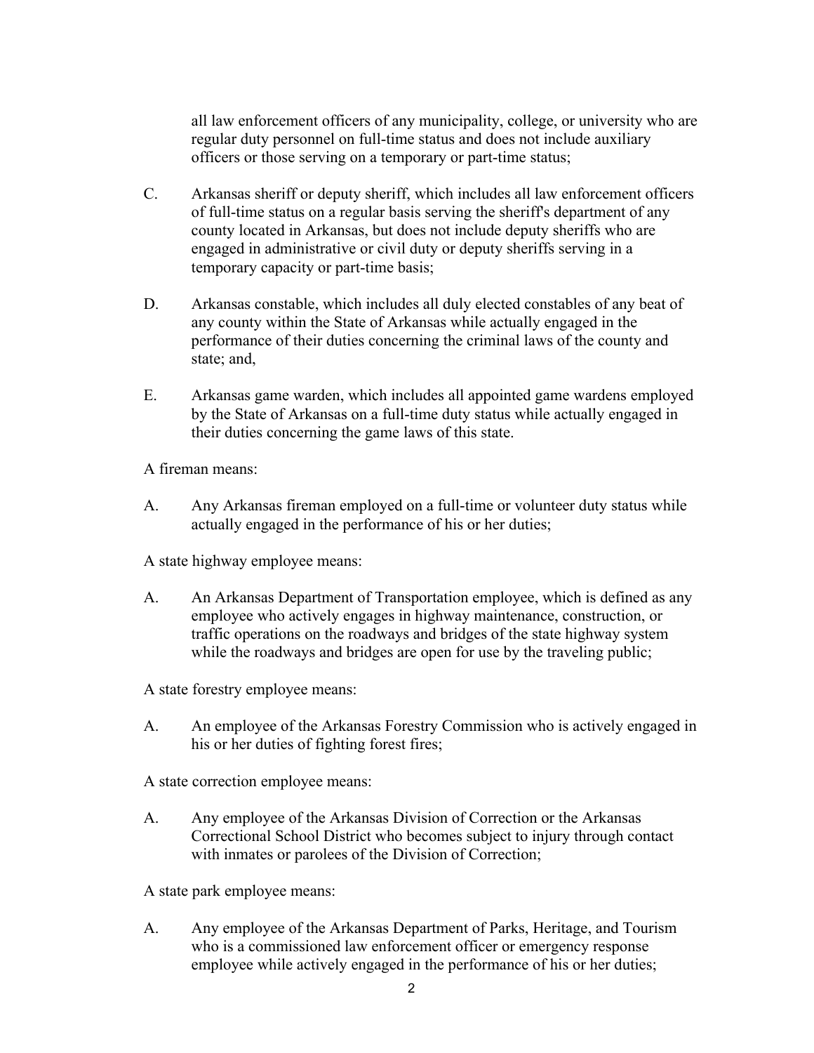all law enforcement officers of any municipality, college, or university who are regular duty personnel on full-time status and does not include auxiliary officers or those serving on a temporary or part-time status;

C. Arkansas sheriff or deputy sheriff, which includes all law enforcement officers of full-time status on a regular basis serving the sheriff's department of any county located in Arkansas, but does not include deputy sheriffs who are engaged in administrative or civil duty or deputy sheriffs serving in a temporary capacity or part-time basis;

D. Arkansas constable, which includes all duly elected constables of any beat of any county within the State of Arkansas while actually engaged in the performance of their duties concerning the criminal laws of the county and state; and,

E. Arkansas game warden, which includes all appointed game wardens employed by the State of Arkansas on a full-time duty status while actually engaged in their duties concerning the game laws of this state.

A fireman means:

A. Any Arkansas fireman employed on a full-time or volunteer duty status while actually engaged in the performance of his or her duties;

A state highway employee means:

A. An Arkansas Department of Transportation employee, which is defined as any employee who actively engages in highway maintenance, construction, or traffic operations on the roadways and bridges of the state highway system while the roadways and bridges are open for use by the traveling public;

A state forestry employee means:

A. An employee of the Arkansas Forestry Commission who is actively engaged in his or her duties of fighting forest fires;

A state correction employee means:

A. Any employee of the Arkansas Division of Correction or the Arkansas Correctional School District who becomes subject to injury through contact with inmates or parolees of the Division of Correction;

A state park employee means:

A. Any employee of the Arkansas Department of Parks, Heritage, and Tourism who is a commissioned law enforcement officer or emergency response employee while actively engaged in the performance of his or her duties;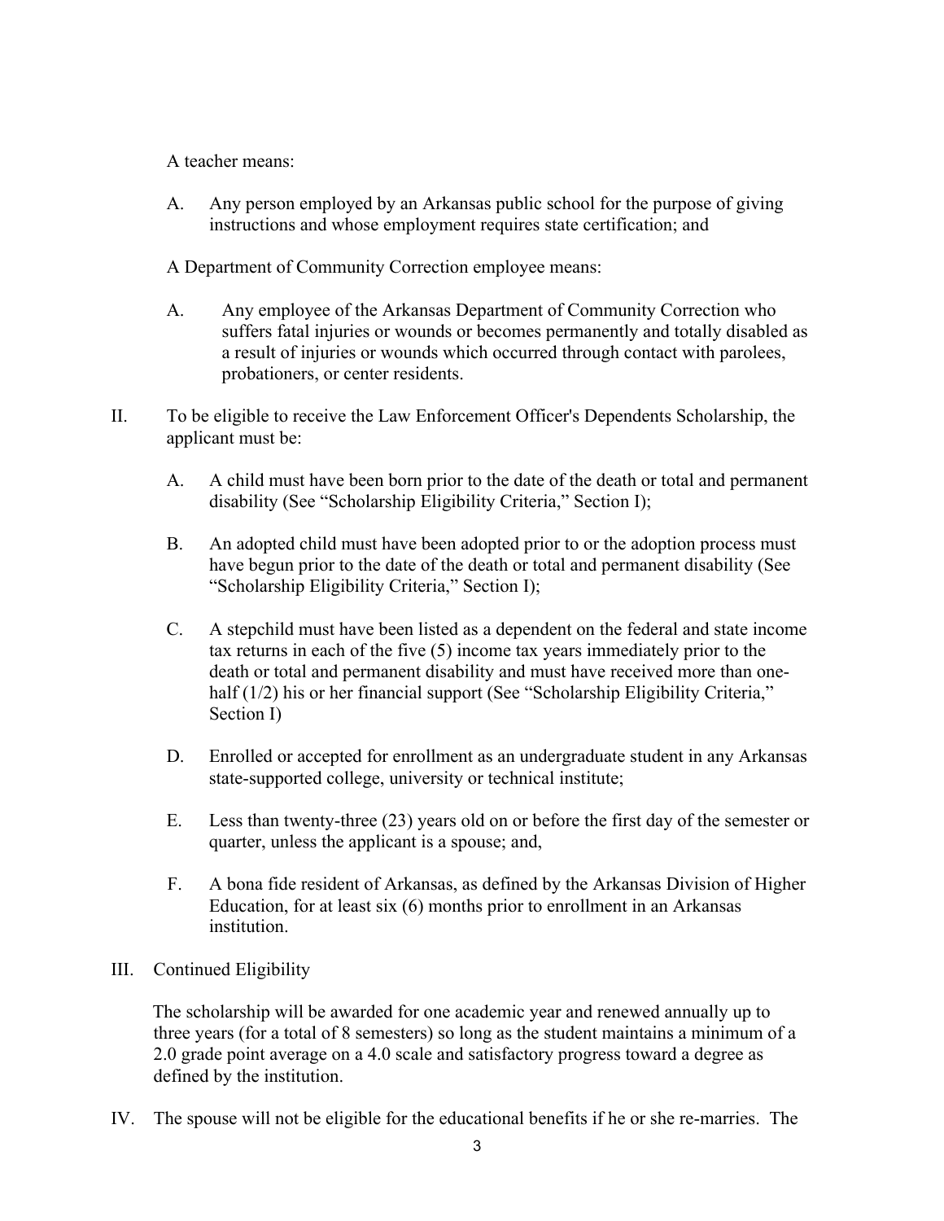A teacher means:

A. Any person employed by an Arkansas public school for the purpose of giving instructions and whose employment requires state certification; and

A Department of Community Correction employee means:

A. Any employee of the Arkansas Department of Community Correction who suffers fatal injuries or wounds or becomes permanently and totally disabled as a result of injuries or wounds which occurred through contact with parolees, probationers, or center residents.

II. To be eligible to receive the Law Enforcement Officer's Dependents Scholarship, the applicant must be:

A. A child must have been born prior to the date of the death or total and permanent disability (See "Scholarship Eligibility Criteria," Section I);

B. An adopted child must have been adopted prior to or the adoption process must have begun prior to the date of the death or total and permanent disability (See "Scholarship Eligibility Criteria," Section I);

C. A stepchild must have been listed as a dependent on the federal and state income tax returns in each of the five (5) income tax years immediately prior to the death or total and permanent disability and must have received more than one-half (1/2) his or her financial support (See "Scholarship Eligibility Criteria," Section I)

D. Enrolled or accepted for enrollment as an undergraduate student in any Arkansas state-supported college, university or technical institute;

E. Less than twenty-three (23) years old on or before the first day of the semester or quarter, unless the applicant is a spouse; and,

F. A bona fide resident of Arkansas, as defined by the Arkansas Division of Higher Education, for at least six (6) months prior to enrollment in an Arkansas institution.

III. Continued Eligibility

The scholarship will be awarded for one academic year and renewed annually up to three years (for a total of 8 semesters) so long as the student maintains a minimum of a 2.0 grade point average on a 4.0 scale and satisfactory progress toward a degree as defined by the institution.

IV. The spouse will not be eligible for the educational benefits if he or she re-marries. The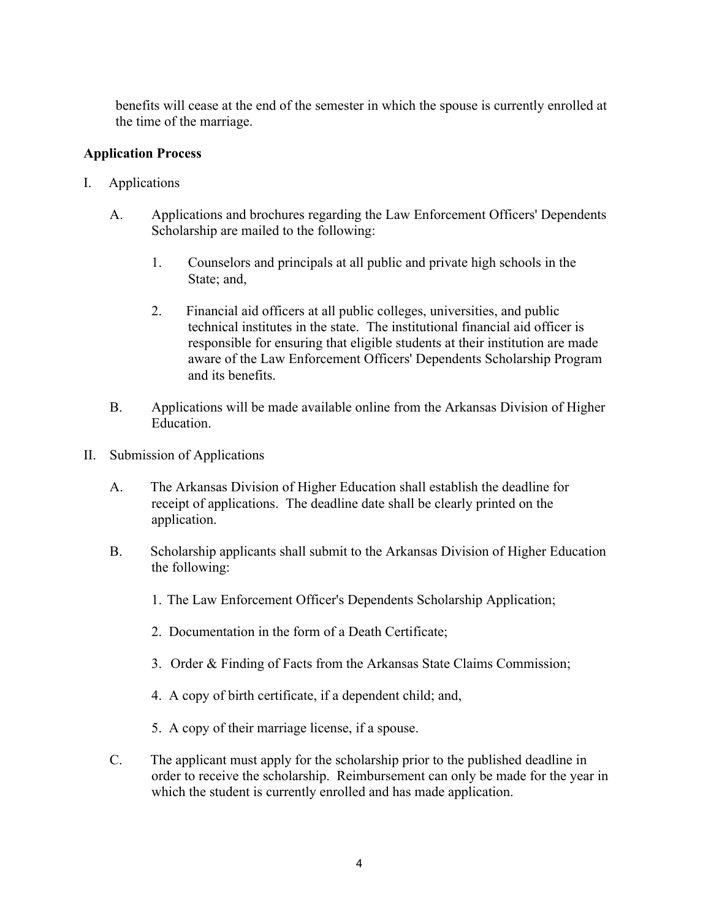benefits will cease at the end of the semester in which the spouse is currently enrolled at the time of the marriage.

**Application Process**

I. Applications

A. Applications and brochures regarding the Law Enforcement Officers' Dependents Scholarship are mailed to the following:

1. Counselors and principals at all public and private high schools in the State; and,

2. Financial aid officers at all public colleges, universities, and public technical institutes in the state. The institutional financial aid officer is responsible for ensuring that eligible students at their institution are made aware of the Law Enforcement Officers' Dependents Scholarship Program and its benefits.

B. Applications will be made available online from the Arkansas Division of Higher Education.

II. Submission of Applications

A. The Arkansas Division of Higher Education shall establish the deadline for receipt of applications. The deadline date shall be clearly printed on the application.

B. Scholarship applicants shall submit to the Arkansas Division of Higher Education the following:

1. The Law Enforcement Officer's Dependents Scholarship Application;

2. Documentation in the form of a Death Certificate;

3. Order & Finding of Facts from the Arkansas State Claims Commission;

4. A copy of birth certificate, if a dependent child; and,

5. A copy of their marriage license, if a spouse.

C. The applicant must apply for the scholarship prior to the published deadline in order to receive the scholarship. Reimbursement can only be made for the year in which the student is currently enrolled and has made application.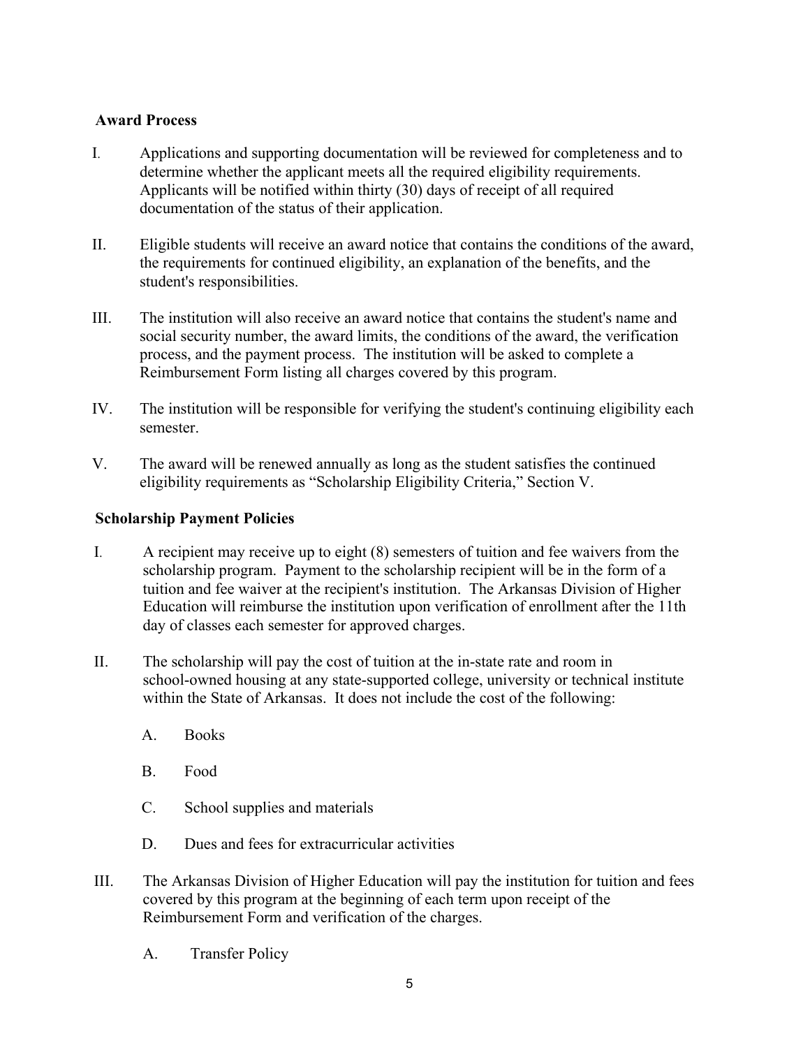**Award Process**

I. Applications and supporting documentation will be reviewed for completeness and to determine whether the applicant meets all the required eligibility requirements. Applicants will be notified within thirty (30) days of receipt of all required documentation of the status of their application.

II. Eligible students will receive an award notice that contains the conditions of the award, the requirements for continued eligibility, an explanation of the benefits, and the student's responsibilities.

III. The institution will also receive an award notice that contains the student's name and social security number, the award limits, the conditions of the award, the verification process, and the payment process. The institution will be asked to complete a Reimbursement Form listing all charges covered by this program.

IV. The institution will be responsible for verifying the student's continuing eligibility each semester.

V. The award will be renewed annually as long as the student satisfies the continued eligibility requirements as "Scholarship Eligibility Criteria," Section V.

**Scholarship Payment Policies**

I. A recipient may receive up to eight (8) semesters of tuition and fee waivers from the scholarship program. Payment to the scholarship recipient will be in the form of a tuition and fee waiver at the recipient's institution. The Arkansas Division of Higher Education will reimburse the institution upon verification of enrollment after the 11th day of classes each semester for approved charges.

II. The scholarship will pay the cost of tuition at the in-state rate and room in school-owned housing at any state-supported college, university or technical institute within the State of Arkansas. It does not include the cost of the following:

   A. Books

   B. Food

   C. School supplies and materials

   D. Dues and fees for extracurricular activities

III. The Arkansas Division of Higher Education will pay the institution for tuition and fees covered by this program at the beginning of each term upon receipt of the Reimbursement Form and verification of the charges.

   A. Transfer Policy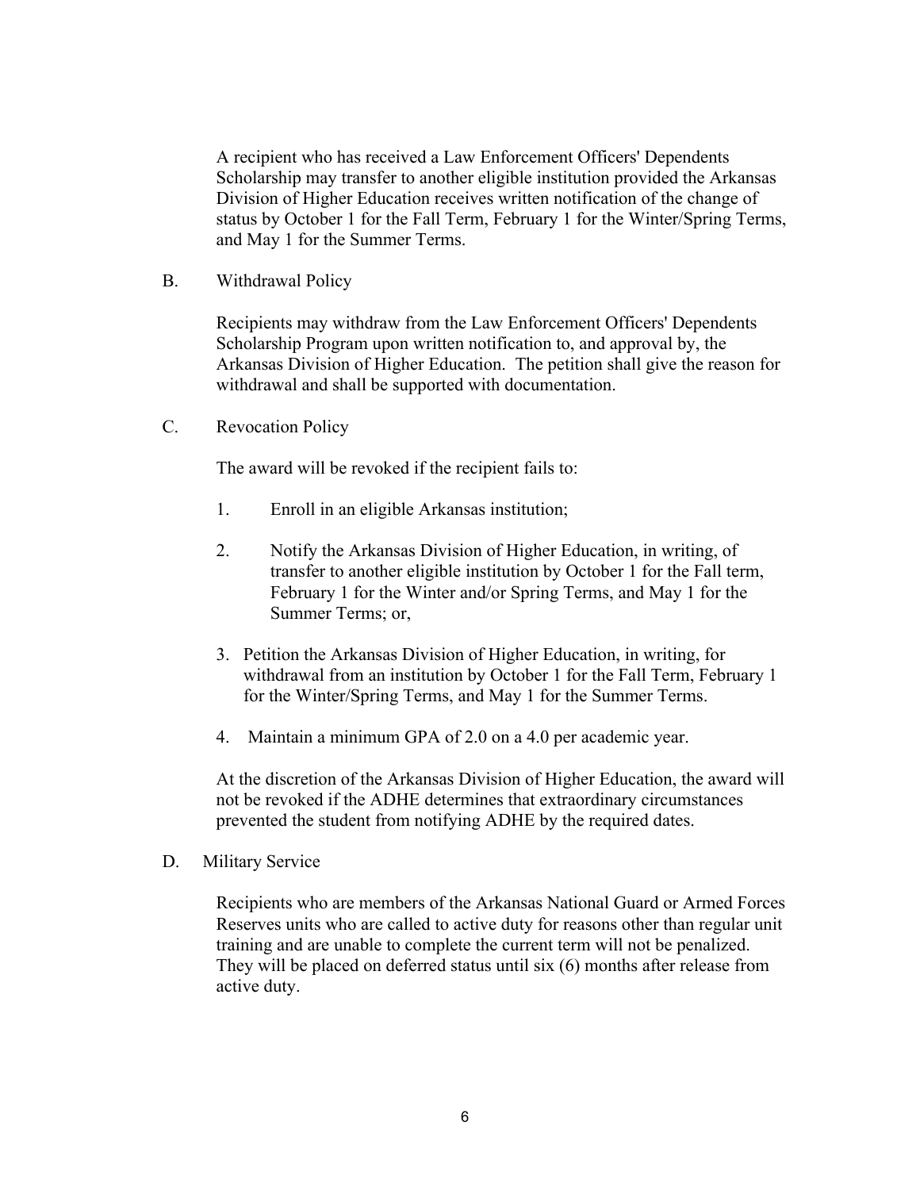A recipient who has received a Law Enforcement Officers' Dependents Scholarship may transfer to another eligible institution provided the Arkansas Division of Higher Education receives written notification of the change of status by October 1 for the Fall Term, February 1 for the Winter/Spring Terms, and May 1 for the Summer Terms.

B. Withdrawal Policy

Recipients may withdraw from the Law Enforcement Officers' Dependents Scholarship Program upon written notification to, and approval by, the Arkansas Division of Higher Education. The petition shall give the reason for withdrawal and shall be supported with documentation.

C. Revocation Policy

The award will be revoked if the recipient fails to:

1. Enroll in an eligible Arkansas institution;

2. Notify the Arkansas Division of Higher Education, in writing, of transfer to another eligible institution by October 1 for the Fall term, February 1 for the Winter and/or Spring Terms, and May 1 for the Summer Terms; or,

3. Petition the Arkansas Division of Higher Education, in writing, for withdrawal from an institution by October 1 for the Fall Term, February 1 for the Winter/Spring Terms, and May 1 for the Summer Terms.

4. Maintain a minimum GPA of 2.0 on a 4.0 per academic year.

At the discretion of the Arkansas Division of Higher Education, the award will not be revoked if the ADHE determines that extraordinary circumstances prevented the student from notifying ADHE by the required dates.

D. Military Service

Recipients who are members of the Arkansas National Guard or Armed Forces Reserves units who are called to active duty for reasons other than regular unit training and are unable to complete the current term will not be penalized. They will be placed on deferred status until six (6) months after release from active duty.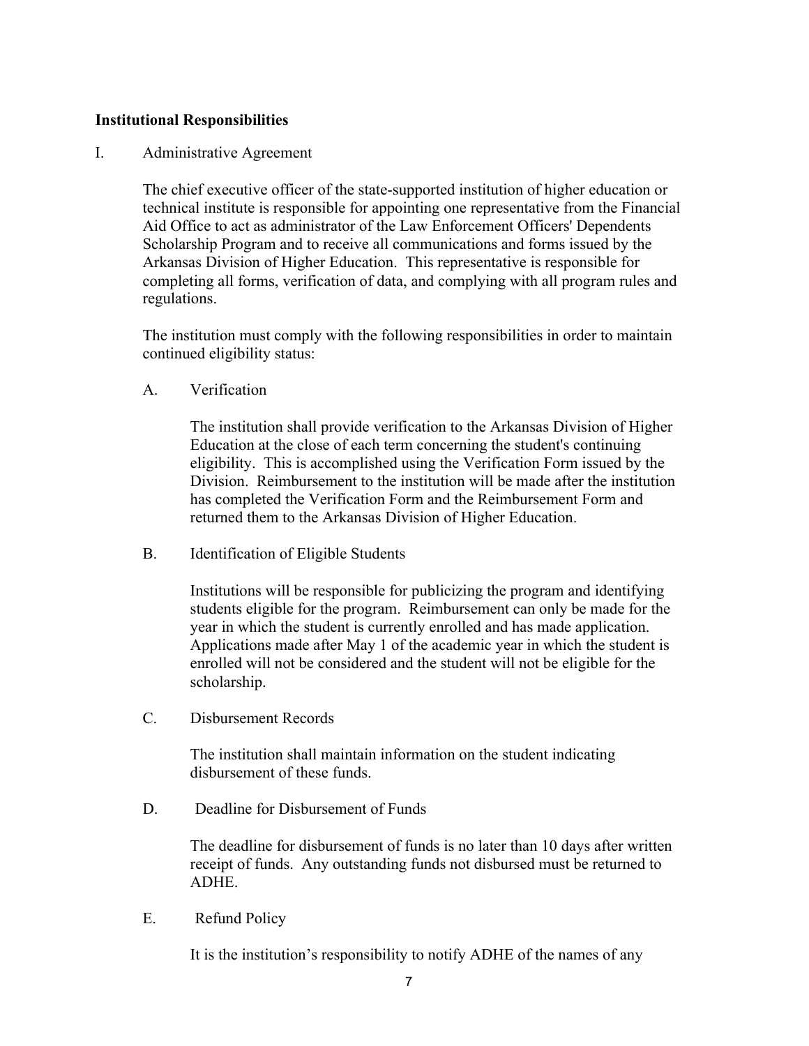**Institutional Responsibilities**

I. Administrative Agreement

The chief executive officer of the state-supported institution of higher education or technical institute is responsible for appointing one representative from the Financial Aid Office to act as administrator of the Law Enforcement Officers' Dependents Scholarship Program and to receive all communications and forms issued by the Arkansas Division of Higher Education. This representative is responsible for completing all forms, verification of data, and complying with all program rules and regulations.

The institution must comply with the following responsibilities in order to maintain continued eligibility status:

A. Verification

The institution shall provide verification to the Arkansas Division of Higher Education at the close of each term concerning the student's continuing eligibility. This is accomplished using the Verification Form issued by the Division. Reimbursement to the institution will be made after the institution has completed the Verification Form and the Reimbursement Form and returned them to the Arkansas Division of Higher Education.

B. Identification of Eligible Students

Institutions will be responsible for publicizing the program and identifying students eligible for the program. Reimbursement can only be made for the year in which the student is currently enrolled and has made application. Applications made after May 1 of the academic year in which the student is enrolled will not be considered and the student will not be eligible for the scholarship.

C. Disbursement Records

The institution shall maintain information on the student indicating disbursement of these funds.

D. Deadline for Disbursement of Funds

The deadline for disbursement of funds is no later than 10 days after written receipt of funds. Any outstanding funds not disbursed must be returned to ADHE.

E. Refund Policy

It is the institution's responsibility to notify ADHE of the names of any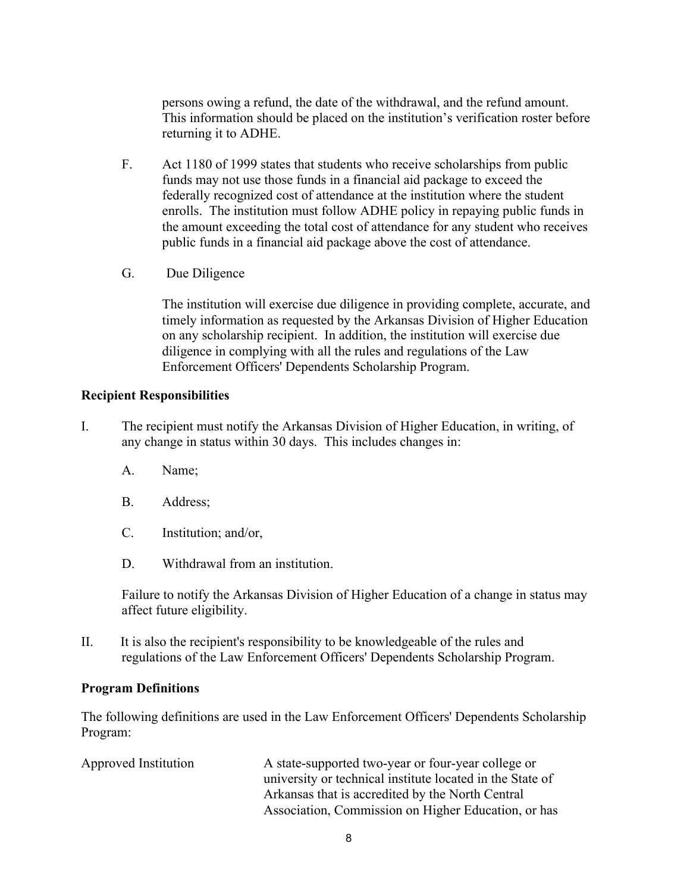persons owing a refund, the date of the withdrawal, and the refund amount. This information should be placed on the institution's verification roster before returning it to ADHE.

F. Act 1180 of 1999 states that students who receive scholarships from public funds may not use those funds in a financial aid package to exceed the federally recognized cost of attendance at the institution where the student enrolls. The institution must follow ADHE policy in repaying public funds in the amount exceeding the total cost of attendance for any student who receives public funds in a financial aid package above the cost of attendance.

G. Due Diligence

The institution will exercise due diligence in providing complete, accurate, and timely information as requested by the Arkansas Division of Higher Education on any scholarship recipient. In addition, the institution will exercise due diligence in complying with all the rules and regulations of the Law Enforcement Officers' Dependents Scholarship Program.

**Recipient Responsibilities**

I. The recipient must notify the Arkansas Division of Higher Education, in writing, of any change in status within 30 days. This includes changes in:

A. Name;

B. Address;

C. Institution; and/or,

D. Withdrawal from an institution.

Failure to notify the Arkansas Division of Higher Education of a change in status may affect future eligibility.

II. It is also the recipient's responsibility to be knowledgeable of the rules and regulations of the Law Enforcement Officers' Dependents Scholarship Program.

**Program Definitions**

The following definitions are used in the Law Enforcement Officers' Dependents Scholarship Program:

Approved Institution — A state-supported two-year or four-year college or university or technical institute located in the State of Arkansas that is accredited by the North Central Association, Commission on Higher Education, or has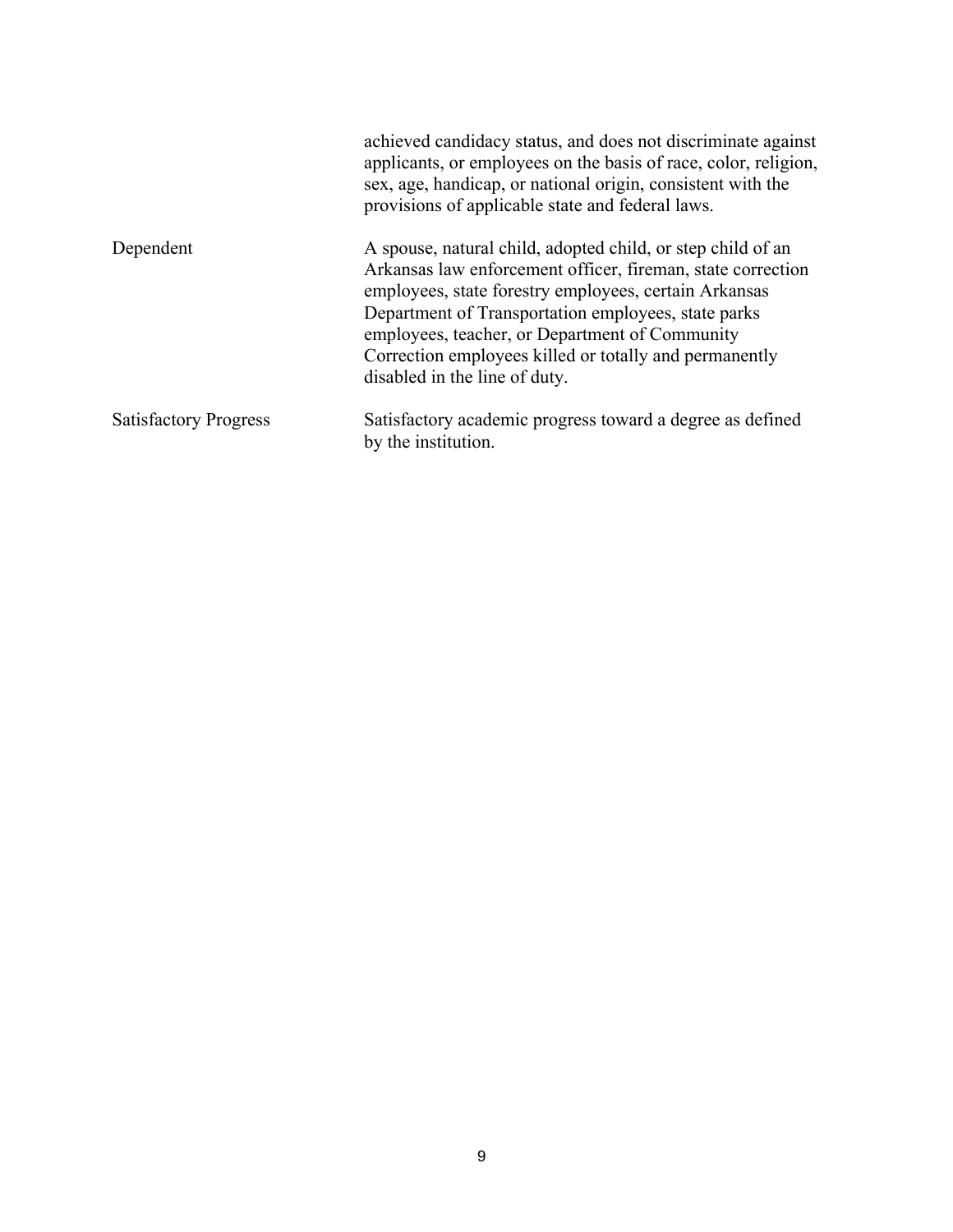| | |
|---|---|
| | achieved candidacy status, and does not discriminate against applicants, or employees on the basis of race, color, religion, sex, age, handicap, or national origin, consistent with the provisions of applicable state and federal laws. |
| Dependent | A spouse, natural child, adopted child, or step child of an Arkansas law enforcement officer, fireman, state correction employees, state forestry employees, certain Arkansas Department of Transportation employees, state parks employees, teacher, or Department of Community Correction employees killed or totally and permanently disabled in the line of duty. |
| Satisfactory Progress | Satisfactory academic progress toward a degree as defined by the institution. |